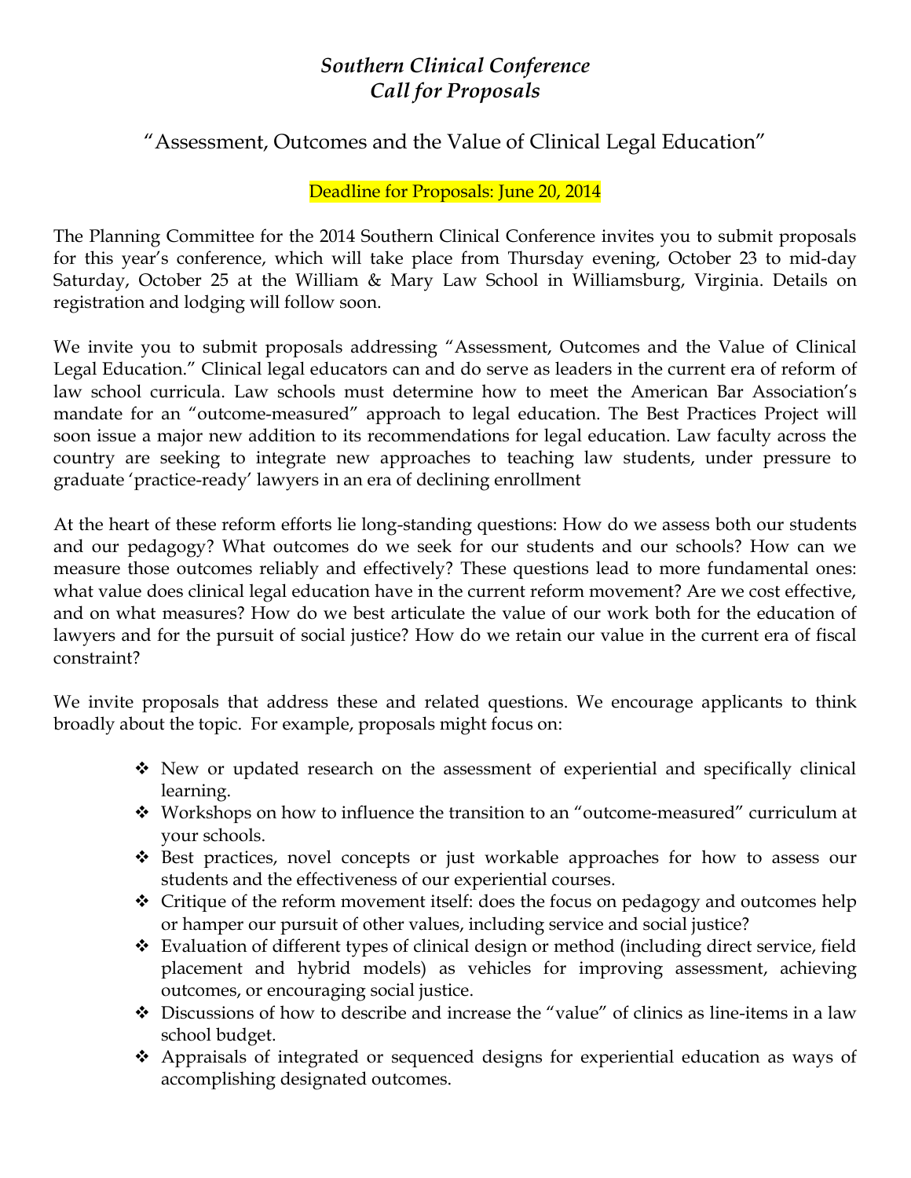# *Southern Clinical Conference*
# *Call for Proposals*

## "Assessment, Outcomes and the Value of Clinical Legal Education"

Deadline for Proposals: June 20, 2014

The Planning Committee for the 2014 Southern Clinical Conference invites you to submit proposals for this year's conference, which will take place from Thursday evening, October 23 to mid-day Saturday, October 25 at the William & Mary Law School in Williamsburg, Virginia. Details on registration and lodging will follow soon.

We invite you to submit proposals addressing "Assessment, Outcomes and the Value of Clinical Legal Education." Clinical legal educators can and do serve as leaders in the current era of reform of law school curricula. Law schools must determine how to meet the American Bar Association's mandate for an "outcome-measured" approach to legal education. The Best Practices Project will soon issue a major new addition to its recommendations for legal education. Law faculty across the country are seeking to integrate new approaches to teaching law students, under pressure to graduate 'practice-ready' lawyers in an era of declining enrollment

At the heart of these reform efforts lie long-standing questions: How do we assess both our students and our pedagogy? What outcomes do we seek for our students and our schools? How can we measure those outcomes reliably and effectively? These questions lead to more fundamental ones: what value does clinical legal education have in the current reform movement? Are we cost effective, and on what measures? How do we best articulate the value of our work both for the education of lawyers and for the pursuit of social justice? How do we retain our value in the current era of fiscal constraint?

We invite proposals that address these and related questions. We encourage applicants to think broadly about the topic. For example, proposals might focus on:

- New or updated research on the assessment of experiential and specifically clinical learning.
- Workshops on how to influence the transition to an "outcome-measured" curriculum at your schools.
- Best practices, novel concepts or just workable approaches for how to assess our students and the effectiveness of our experiential courses.
- Critique of the reform movement itself: does the focus on pedagogy and outcomes help or hamper our pursuit of other values, including service and social justice?
- Evaluation of different types of clinical design or method (including direct service, field placement and hybrid models) as vehicles for improving assessment, achieving outcomes, or encouraging social justice.
- Discussions of how to describe and increase the "value" of clinics as line-items in a law school budget.
- Appraisals of integrated or sequenced designs for experiential education as ways of accomplishing designated outcomes.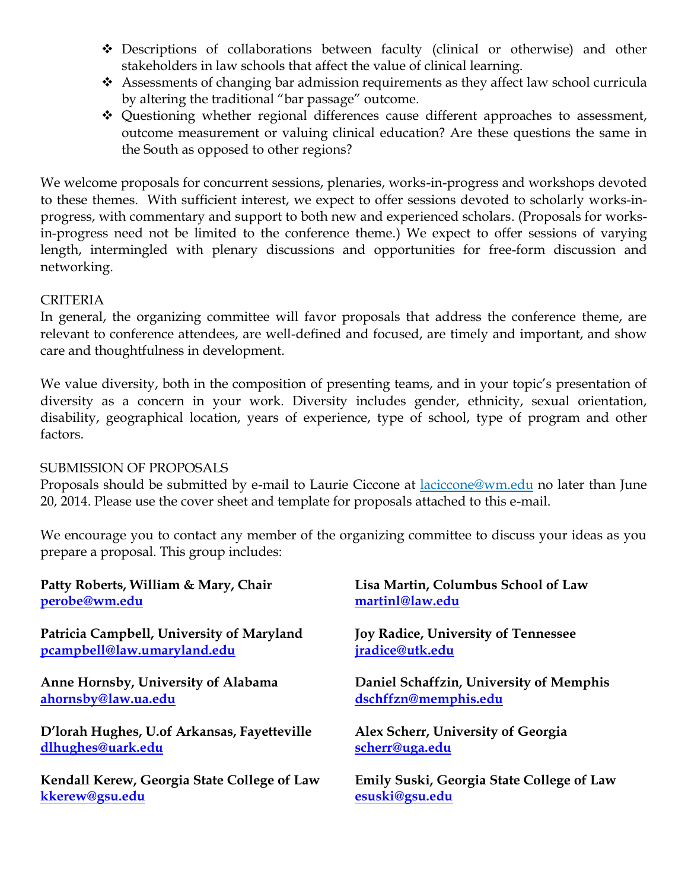- ❖ Descriptions of collaborations between faculty (clinical or otherwise) and other stakeholders in law schools that affect the value of clinical learning.
- ❖ Assessments of changing bar admission requirements as they affect law school curricula by altering the traditional "bar passage" outcome.
- ❖ Questioning whether regional differences cause different approaches to assessment, outcome measurement or valuing clinical education? Are these questions the same in the South as opposed to other regions?

We welcome proposals for concurrent sessions, plenaries, works-in-progress and workshops devoted to these themes. With sufficient interest, we expect to offer sessions devoted to scholarly works-in-progress, with commentary and support to both new and experienced scholars. (Proposals for works-in-progress need not be limited to the conference theme.) We expect to offer sessions of varying length, intermingled with plenary discussions and opportunities for free-form discussion and networking.

CRITERIA

In general, the organizing committee will favor proposals that address the conference theme, are relevant to conference attendees, are well-defined and focused, are timely and important, and show care and thoughtfulness in development.

We value diversity, both in the composition of presenting teams, and in your topic's presentation of diversity as a concern in your work. Diversity includes gender, ethnicity, sexual orientation, disability, geographical location, years of experience, type of school, type of program and other factors.

SUBMISSION OF PROPOSALS

Proposals should be submitted by e-mail to Laurie Ciccone at laciccone@wm.edu no later than June 20, 2014. Please use the cover sheet and template for proposals attached to this e-mail.

We encourage you to contact any member of the organizing committee to discuss your ideas as you prepare a proposal. This group includes:

**Patty Roberts, William & Mary, Chair**
**perobe@wm.edu**

**Patricia Campbell, University of Maryland**
**pcampbell@law.umaryland.edu**

**Anne Hornsby, University of Alabama**
**ahornsby@law.ua.edu**

**D'lorah Hughes, U.of Arkansas, Fayetteville**
**dlhughes@uark.edu**

**Kendall Kerew, Georgia State College of Law**
**kkerew@gsu.edu**

**Lisa Martin, Columbus School of Law**
**martinl@law.edu**

**Joy Radice, University of Tennessee**
**jradice@utk.edu**

**Daniel Schaffzin, University of Memphis**
**dschffzn@memphis.edu**

**Alex Scherr, University of Georgia**
**scherr@uga.edu**

**Emily Suski, Georgia State College of Law**
**esuski@gsu.edu**